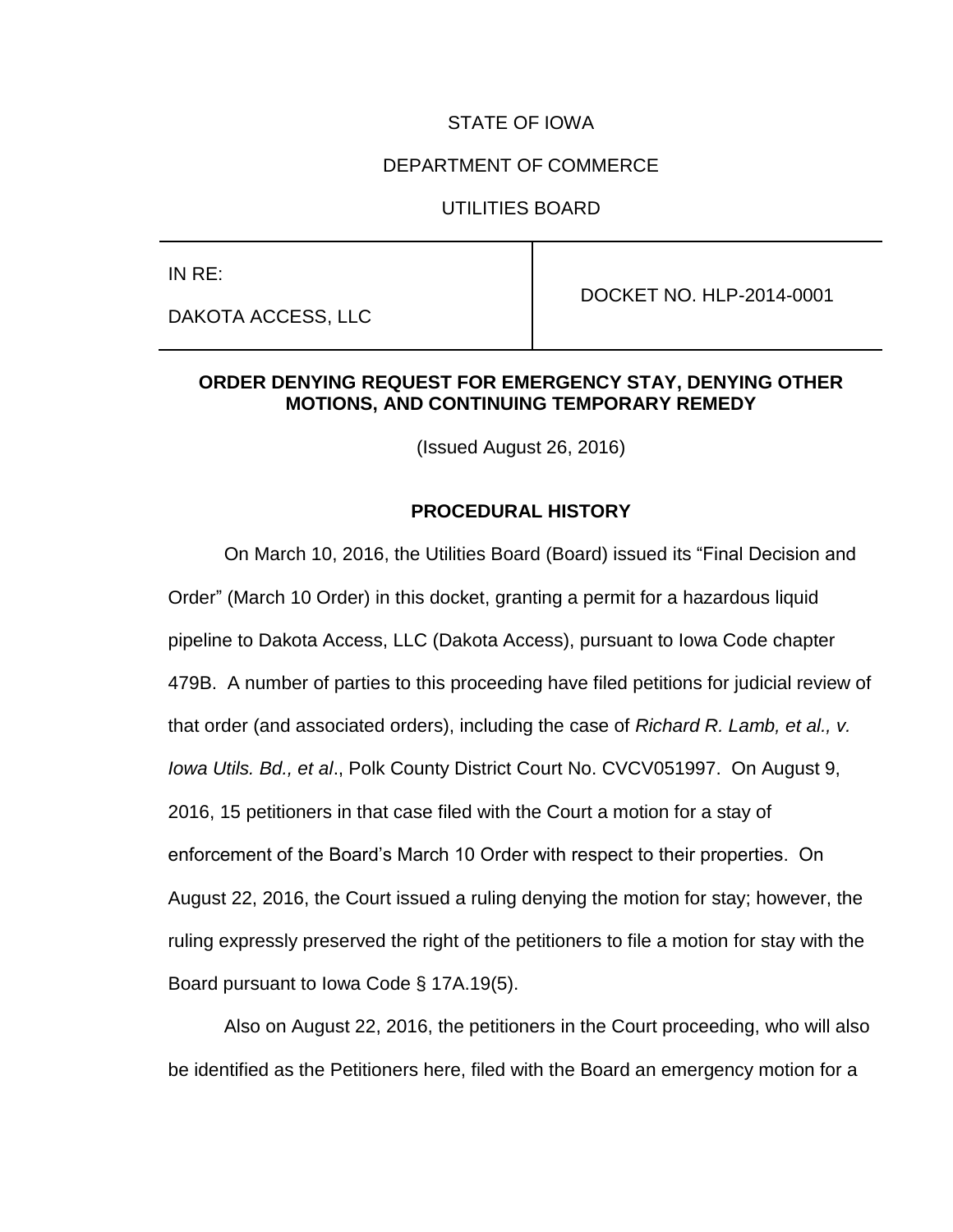STATE OF IOWA

DEPARTMENT OF COMMERCE

UTILITIES BOARD

| IN RE: DAKOTA ACCESS, LLC | DOCKET NO. HLP-2014-0001 |
| --- | --- |

**ORDER DENYING REQUEST FOR EMERGENCY STAY, DENYING OTHER MOTIONS, AND CONTINUING TEMPORARY REMEDY**

(Issued August 26, 2016)

## PROCEDURAL HISTORY

On March 10, 2016, the Utilities Board (Board) issued its "Final Decision and Order" (March 10 Order) in this docket, granting a permit for a hazardous liquid pipeline to Dakota Access, LLC (Dakota Access), pursuant to Iowa Code chapter 479B. A number of parties to this proceeding have filed petitions for judicial review of that order (and associated orders), including the case of *Richard R. Lamb, et al., v. Iowa Utils. Bd., et al*., Polk County District Court No. CVCV051997. On August 9, 2016, 15 petitioners in that case filed with the Court a motion for a stay of enforcement of the Board's March 10 Order with respect to their properties. On August 22, 2016, the Court issued a ruling denying the motion for stay; however, the ruling expressly preserved the right of the petitioners to file a motion for stay with the Board pursuant to Iowa Code § 17A.19(5).

Also on August 22, 2016, the petitioners in the Court proceeding, who will also be identified as the Petitioners here, filed with the Board an emergency motion for a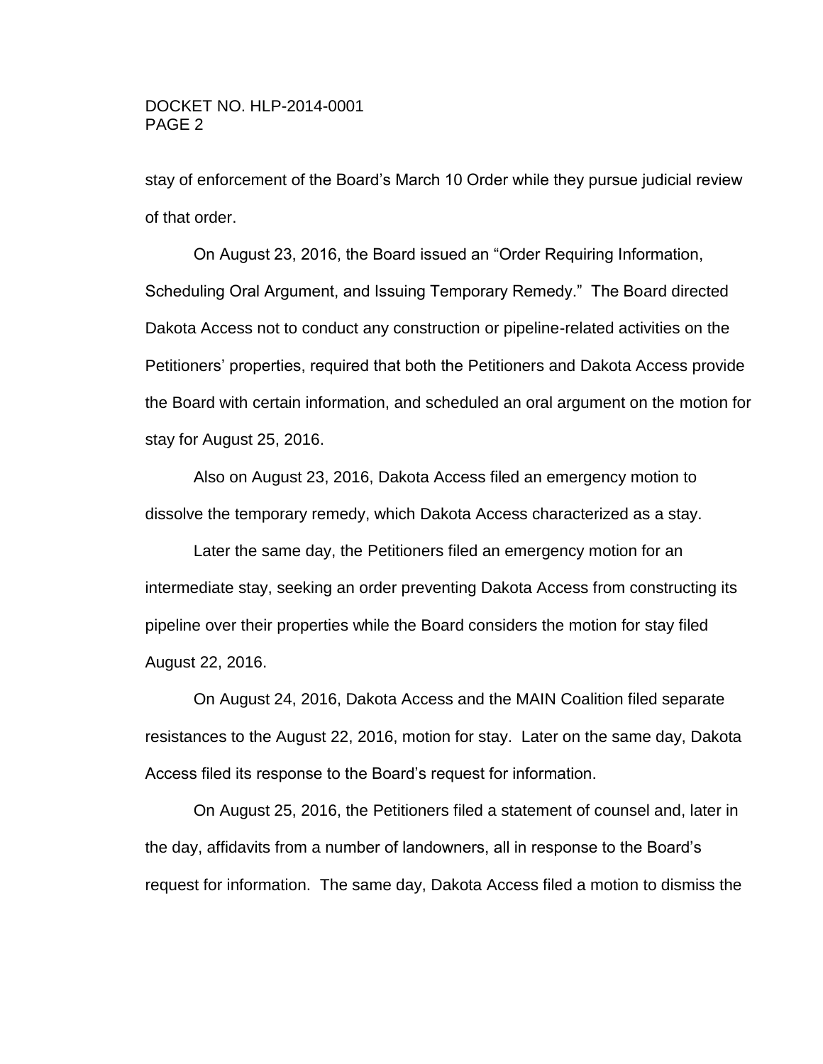stay of enforcement of the Board's March 10 Order while they pursue judicial review of that order.

On August 23, 2016, the Board issued an "Order Requiring Information, Scheduling Oral Argument, and Issuing Temporary Remedy." The Board directed Dakota Access not to conduct any construction or pipeline-related activities on the Petitioners' properties, required that both the Petitioners and Dakota Access provide the Board with certain information, and scheduled an oral argument on the motion for stay for August 25, 2016.

Also on August 23, 2016, Dakota Access filed an emergency motion to dissolve the temporary remedy, which Dakota Access characterized as a stay.

Later the same day, the Petitioners filed an emergency motion for an intermediate stay, seeking an order preventing Dakota Access from constructing its pipeline over their properties while the Board considers the motion for stay filed August 22, 2016.

On August 24, 2016, Dakota Access and the MAIN Coalition filed separate resistances to the August 22, 2016, motion for stay. Later on the same day, Dakota Access filed its response to the Board's request for information.

On August 25, 2016, the Petitioners filed a statement of counsel and, later in the day, affidavits from a number of landowners, all in response to the Board's request for information. The same day, Dakota Access filed a motion to dismiss the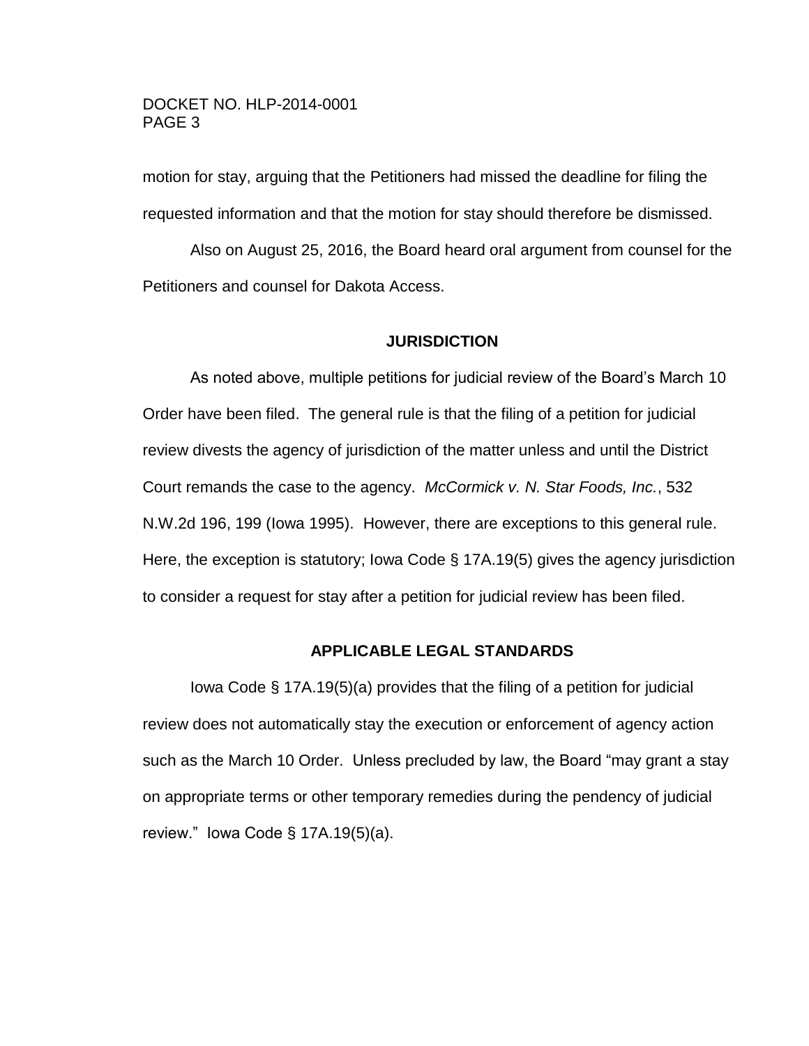motion for stay, arguing that the Petitioners had missed the deadline for filing the requested information and that the motion for stay should therefore be dismissed.

Also on August 25, 2016, the Board heard oral argument from counsel for the Petitioners and counsel for Dakota Access.

## JURISDICTION

As noted above, multiple petitions for judicial review of the Board's March 10 Order have been filed. The general rule is that the filing of a petition for judicial review divests the agency of jurisdiction of the matter unless and until the District Court remands the case to the agency. *McCormick v. N. Star Foods, Inc.*, 532 N.W.2d 196, 199 (Iowa 1995). However, there are exceptions to this general rule. Here, the exception is statutory; Iowa Code § 17A.19(5) gives the agency jurisdiction to consider a request for stay after a petition for judicial review has been filed.

## APPLICABLE LEGAL STANDARDS

Iowa Code § 17A.19(5)(a) provides that the filing of a petition for judicial review does not automatically stay the execution or enforcement of agency action such as the March 10 Order. Unless precluded by law, the Board "may grant a stay on appropriate terms or other temporary remedies during the pendency of judicial review." Iowa Code § 17A.19(5)(a).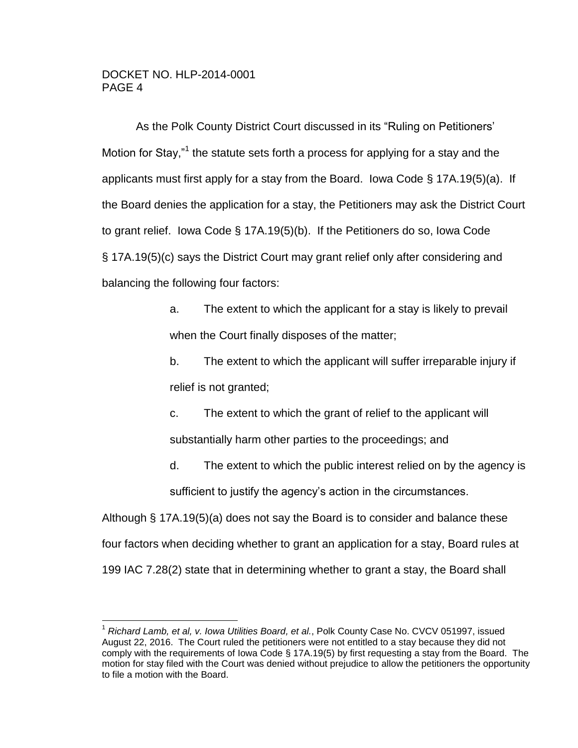As the Polk County District Court discussed in its "Ruling on Petitioners' Motion for Stay,"[1] the statute sets forth a process for applying for a stay and the applicants must first apply for a stay from the Board. Iowa Code § 17A.19(5)(a). If the Board denies the application for a stay, the Petitioners may ask the District Court to grant relief. Iowa Code § 17A.19(5)(b). If the Petitioners do so, Iowa Code § 17A.19(5)(c) says the District Court may grant relief only after considering and balancing the following four factors:

> a. The extent to which the applicant for a stay is likely to prevail when the Court finally disposes of the matter;
>
> b. The extent to which the applicant will suffer irreparable injury if relief is not granted;
>
> c. The extent to which the grant of relief to the applicant will substantially harm other parties to the proceedings; and
>
> d. The extent to which the public interest relied on by the agency is sufficient to justify the agency's action in the circumstances.

Although § 17A.19(5)(a) does not say the Board is to consider and balance these four factors when deciding whether to grant an application for a stay, Board rules at 199 IAC 7.28(2) state that in determining whether to grant a stay, the Board shall

---

[1] *Richard Lamb, et al, v. Iowa Utilities Board, et al.*, Polk County Case No. CVCV 051997, issued August 22, 2016. The Court ruled the petitioners were not entitled to a stay because they did not comply with the requirements of Iowa Code § 17A.19(5) by first requesting a stay from the Board. The motion for stay filed with the Court was denied without prejudice to allow the petitioners the opportunity to file a motion with the Board.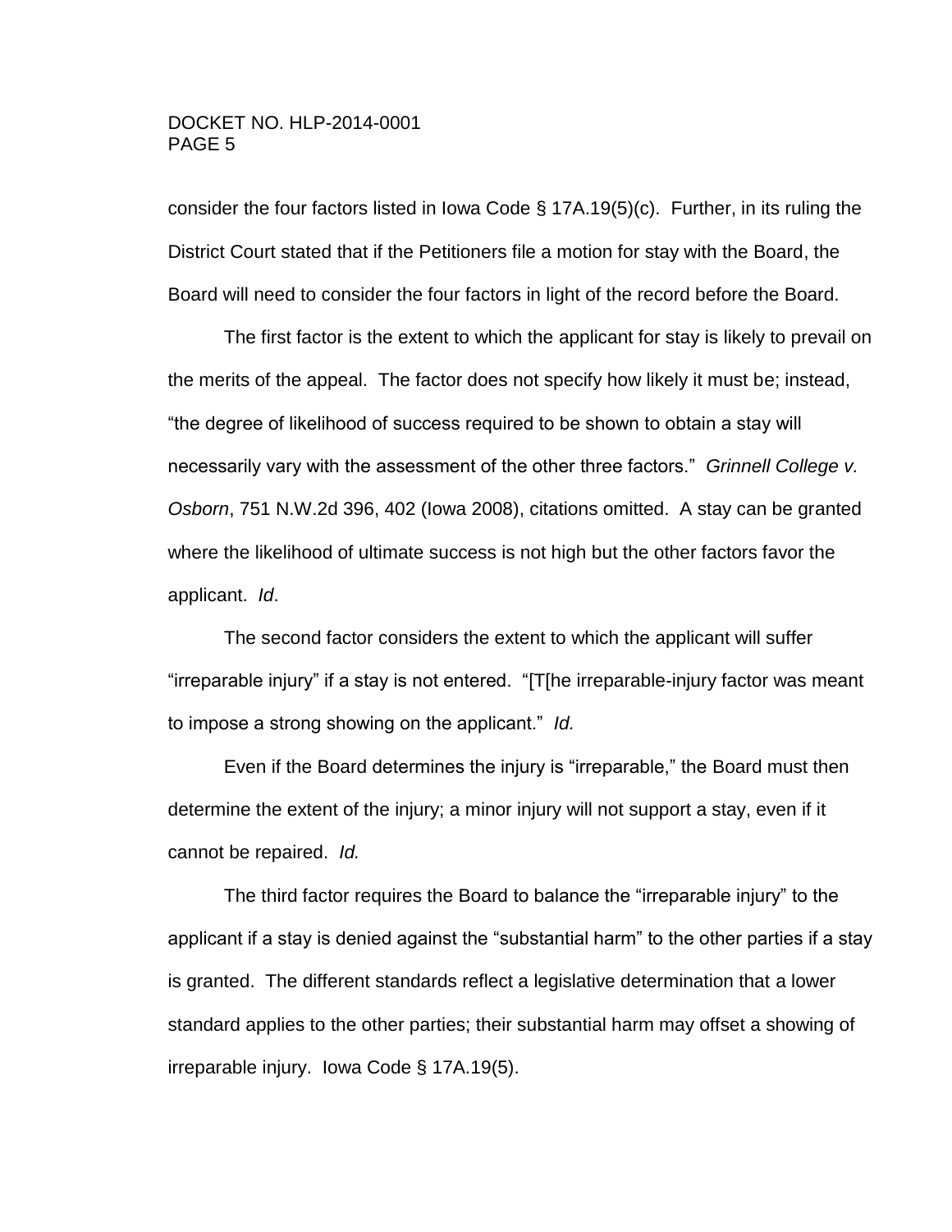consider the four factors listed in Iowa Code § 17A.19(5)(c). Further, in its ruling the District Court stated that if the Petitioners file a motion for stay with the Board, the Board will need to consider the four factors in light of the record before the Board.

The first factor is the extent to which the applicant for stay is likely to prevail on the merits of the appeal. The factor does not specify how likely it must be; instead, "the degree of likelihood of success required to be shown to obtain a stay will necessarily vary with the assessment of the other three factors." *Grinnell College v. Osborn*, 751 N.W.2d 396, 402 (Iowa 2008), citations omitted. A stay can be granted where the likelihood of ultimate success is not high but the other factors favor the applicant. *Id*.

The second factor considers the extent to which the applicant will suffer "irreparable injury" if a stay is not entered. "[T[he irreparable-injury factor was meant to impose a strong showing on the applicant." *Id.*

Even if the Board determines the injury is "irreparable," the Board must then determine the extent of the injury; a minor injury will not support a stay, even if it cannot be repaired. *Id.*

The third factor requires the Board to balance the "irreparable injury" to the applicant if a stay is denied against the "substantial harm" to the other parties if a stay is granted. The different standards reflect a legislative determination that a lower standard applies to the other parties; their substantial harm may offset a showing of irreparable injury. Iowa Code § 17A.19(5).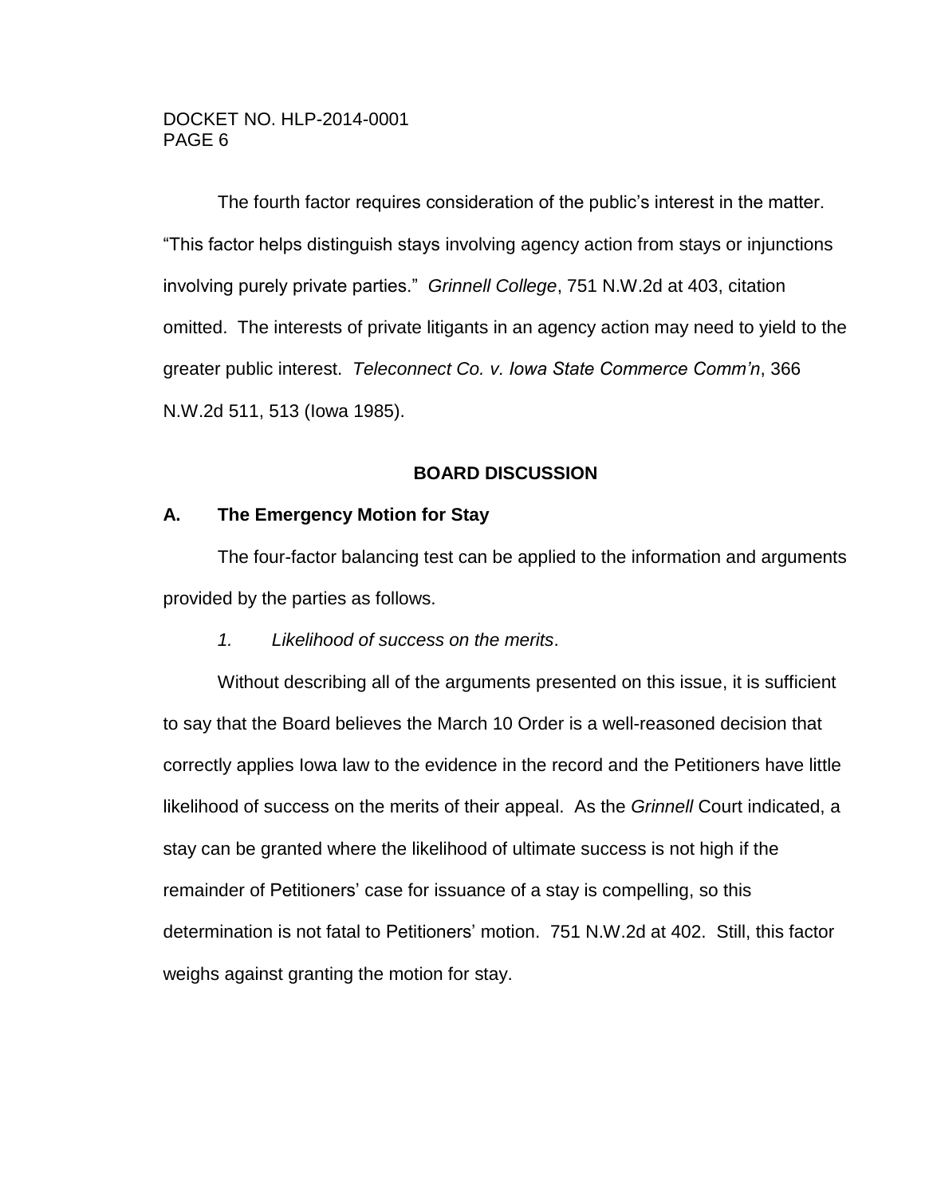The fourth factor requires consideration of the public's interest in the matter. "This factor helps distinguish stays involving agency action from stays or injunctions involving purely private parties." *Grinnell College*, 751 N.W.2d at 403, citation omitted. The interests of private litigants in an agency action may need to yield to the greater public interest. *Teleconnect Co. v. Iowa State Commerce Comm'n*, 366 N.W.2d 511, 513 (Iowa 1985).

## BOARD DISCUSSION

### A. The Emergency Motion for Stay

The four-factor balancing test can be applied to the information and arguments provided by the parties as follows.

*1. Likelihood of success on the merits*.

Without describing all of the arguments presented on this issue, it is sufficient to say that the Board believes the March 10 Order is a well-reasoned decision that correctly applies Iowa law to the evidence in the record and the Petitioners have little likelihood of success on the merits of their appeal. As the *Grinnell* Court indicated, a stay can be granted where the likelihood of ultimate success is not high if the remainder of Petitioners' case for issuance of a stay is compelling, so this determination is not fatal to Petitioners' motion. 751 N.W.2d at 402. Still, this factor weighs against granting the motion for stay.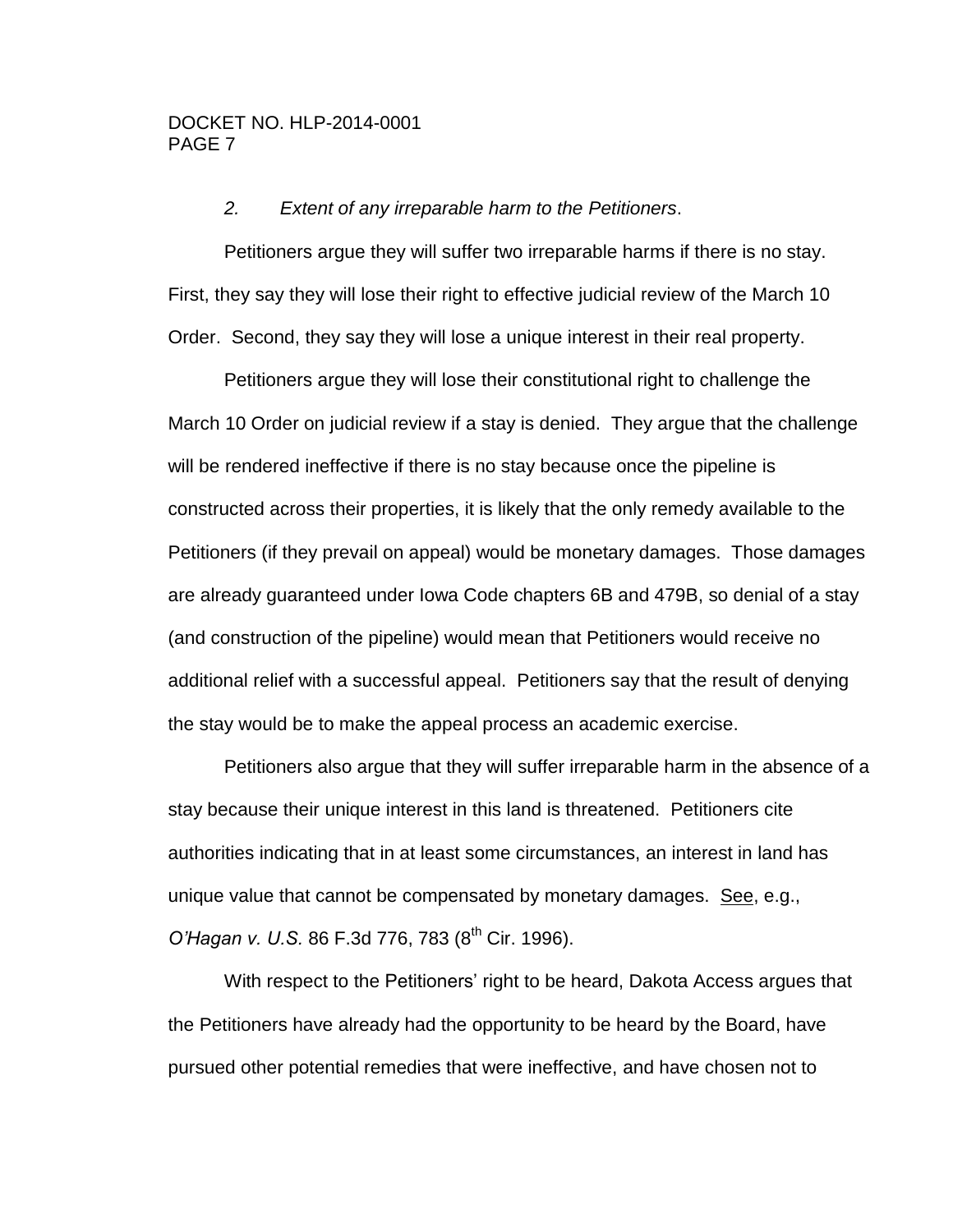*2. Extent of any irreparable harm to the Petitioners*.

Petitioners argue they will suffer two irreparable harms if there is no stay. First, they say they will lose their right to effective judicial review of the March 10 Order. Second, they say they will lose a unique interest in their real property.

Petitioners argue they will lose their constitutional right to challenge the March 10 Order on judicial review if a stay is denied. They argue that the challenge will be rendered ineffective if there is no stay because once the pipeline is constructed across their properties, it is likely that the only remedy available to the Petitioners (if they prevail on appeal) would be monetary damages. Those damages are already guaranteed under Iowa Code chapters 6B and 479B, so denial of a stay (and construction of the pipeline) would mean that Petitioners would receive no additional relief with a successful appeal. Petitioners say that the result of denying the stay would be to make the appeal process an academic exercise.

Petitioners also argue that they will suffer irreparable harm in the absence of a stay because their unique interest in this land is threatened. Petitioners cite authorities indicating that in at least some circumstances, an interest in land has unique value that cannot be compensated by monetary damages. See, e.g., *O'Hagan v. U.S.* 86 F.3d 776, 783 (8th Cir. 1996).

With respect to the Petitioners' right to be heard, Dakota Access argues that the Petitioners have already had the opportunity to be heard by the Board, have pursued other potential remedies that were ineffective, and have chosen not to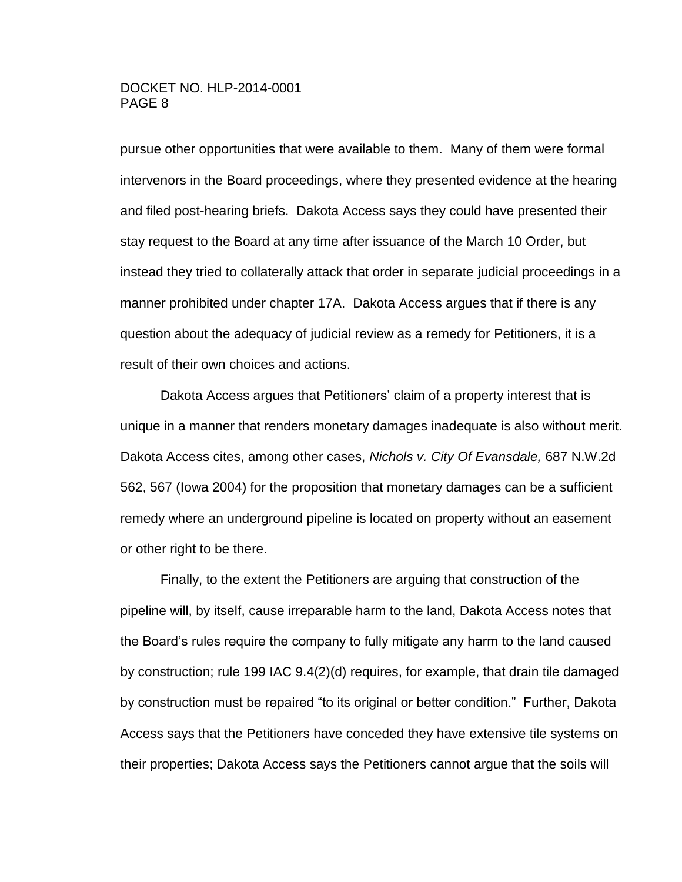pursue other opportunities that were available to them. Many of them were formal intervenors in the Board proceedings, where they presented evidence at the hearing and filed post-hearing briefs. Dakota Access says they could have presented their stay request to the Board at any time after issuance of the March 10 Order, but instead they tried to collaterally attack that order in separate judicial proceedings in a manner prohibited under chapter 17A. Dakota Access argues that if there is any question about the adequacy of judicial review as a remedy for Petitioners, it is a result of their own choices and actions.

Dakota Access argues that Petitioners' claim of a property interest that is unique in a manner that renders monetary damages inadequate is also without merit. Dakota Access cites, among other cases, *Nichols v. City Of Evansdale,* 687 N.W.2d 562, 567 (Iowa 2004) for the proposition that monetary damages can be a sufficient remedy where an underground pipeline is located on property without an easement or other right to be there.

Finally, to the extent the Petitioners are arguing that construction of the pipeline will, by itself, cause irreparable harm to the land, Dakota Access notes that the Board's rules require the company to fully mitigate any harm to the land caused by construction; rule 199 IAC 9.4(2)(d) requires, for example, that drain tile damaged by construction must be repaired "to its original or better condition." Further, Dakota Access says that the Petitioners have conceded they have extensive tile systems on their properties; Dakota Access says the Petitioners cannot argue that the soils will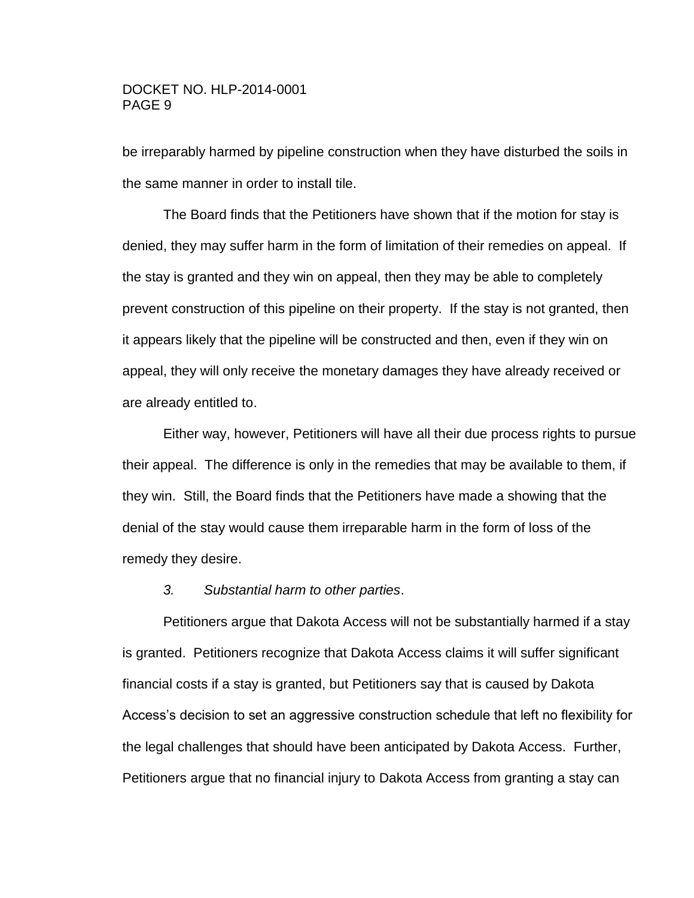be irreparably harmed by pipeline construction when they have disturbed the soils in the same manner in order to install tile.

The Board finds that the Petitioners have shown that if the motion for stay is denied, they may suffer harm in the form of limitation of their remedies on appeal. If the stay is granted and they win on appeal, then they may be able to completely prevent construction of this pipeline on their property. If the stay is not granted, then it appears likely that the pipeline will be constructed and then, even if they win on appeal, they will only receive the monetary damages they have already received or are already entitled to.

Either way, however, Petitioners will have all their due process rights to pursue their appeal. The difference is only in the remedies that may be available to them, if they win. Still, the Board finds that the Petitioners have made a showing that the denial of the stay would cause them irreparable harm in the form of loss of the remedy they desire.

*3. Substantial harm to other parties*.

Petitioners argue that Dakota Access will not be substantially harmed if a stay is granted. Petitioners recognize that Dakota Access claims it will suffer significant financial costs if a stay is granted, but Petitioners say that is caused by Dakota Access's decision to set an aggressive construction schedule that left no flexibility for the legal challenges that should have been anticipated by Dakota Access. Further, Petitioners argue that no financial injury to Dakota Access from granting a stay can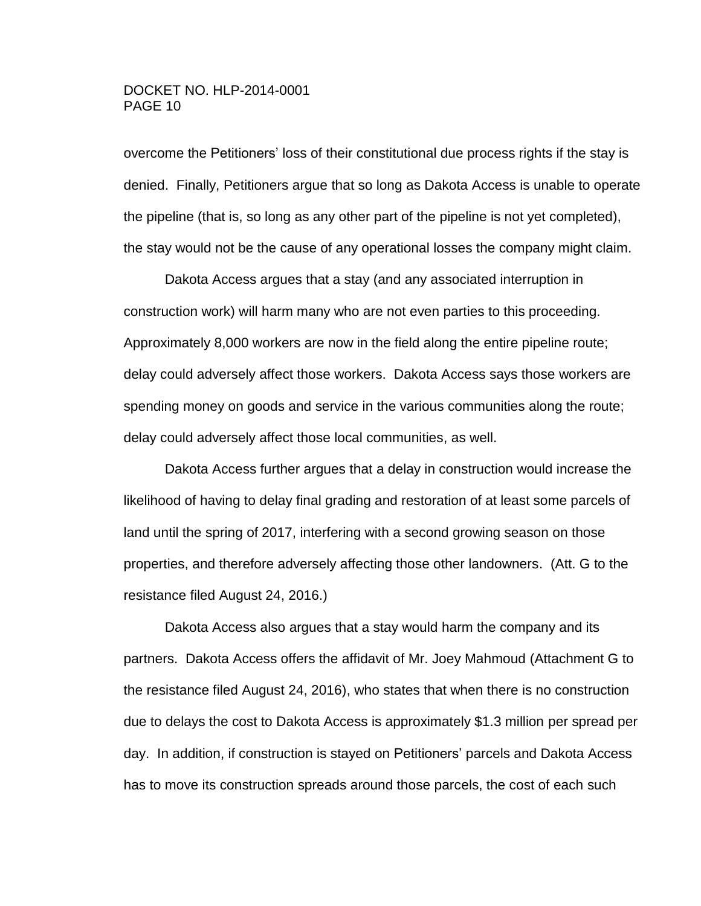overcome the Petitioners' loss of their constitutional due process rights if the stay is denied. Finally, Petitioners argue that so long as Dakota Access is unable to operate the pipeline (that is, so long as any other part of the pipeline is not yet completed), the stay would not be the cause of any operational losses the company might claim.

Dakota Access argues that a stay (and any associated interruption in construction work) will harm many who are not even parties to this proceeding. Approximately 8,000 workers are now in the field along the entire pipeline route; delay could adversely affect those workers. Dakota Access says those workers are spending money on goods and service in the various communities along the route; delay could adversely affect those local communities, as well.

Dakota Access further argues that a delay in construction would increase the likelihood of having to delay final grading and restoration of at least some parcels of land until the spring of 2017, interfering with a second growing season on those properties, and therefore adversely affecting those other landowners. (Att. G to the resistance filed August 24, 2016.)

Dakota Access also argues that a stay would harm the company and its partners. Dakota Access offers the affidavit of Mr. Joey Mahmoud (Attachment G to the resistance filed August 24, 2016), who states that when there is no construction due to delays the cost to Dakota Access is approximately $1.3 million per spread per day. In addition, if construction is stayed on Petitioners' parcels and Dakota Access has to move its construction spreads around those parcels, the cost of each such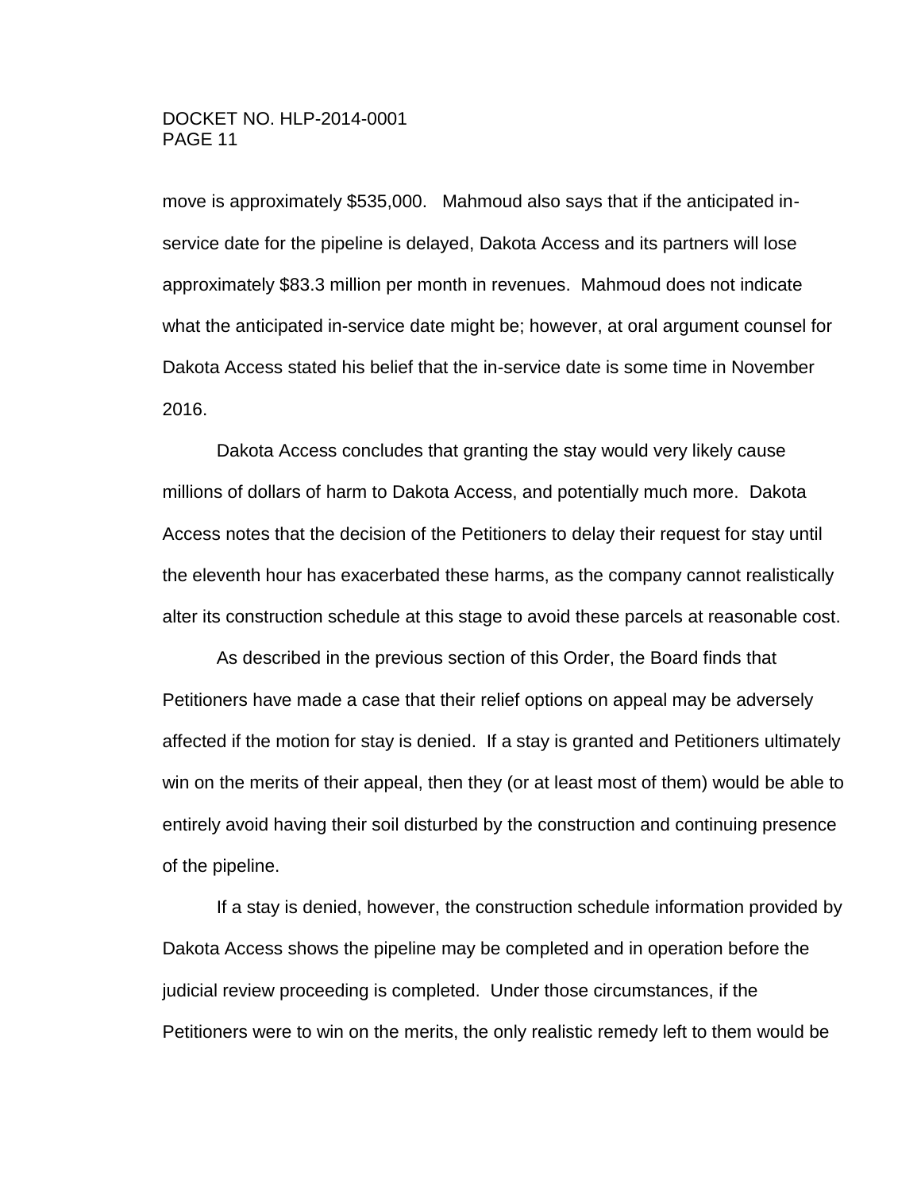move is approximately $535,000. Mahmoud also says that if the anticipated in-service date for the pipeline is delayed, Dakota Access and its partners will lose approximately $83.3 million per month in revenues. Mahmoud does not indicate what the anticipated in-service date might be; however, at oral argument counsel for Dakota Access stated his belief that the in-service date is some time in November 2016.

Dakota Access concludes that granting the stay would very likely cause millions of dollars of harm to Dakota Access, and potentially much more. Dakota Access notes that the decision of the Petitioners to delay their request for stay until the eleventh hour has exacerbated these harms, as the company cannot realistically alter its construction schedule at this stage to avoid these parcels at reasonable cost.

As described in the previous section of this Order, the Board finds that Petitioners have made a case that their relief options on appeal may be adversely affected if the motion for stay is denied. If a stay is granted and Petitioners ultimately win on the merits of their appeal, then they (or at least most of them) would be able to entirely avoid having their soil disturbed by the construction and continuing presence of the pipeline.

If a stay is denied, however, the construction schedule information provided by Dakota Access shows the pipeline may be completed and in operation before the judicial review proceeding is completed. Under those circumstances, if the Petitioners were to win on the merits, the only realistic remedy left to them would be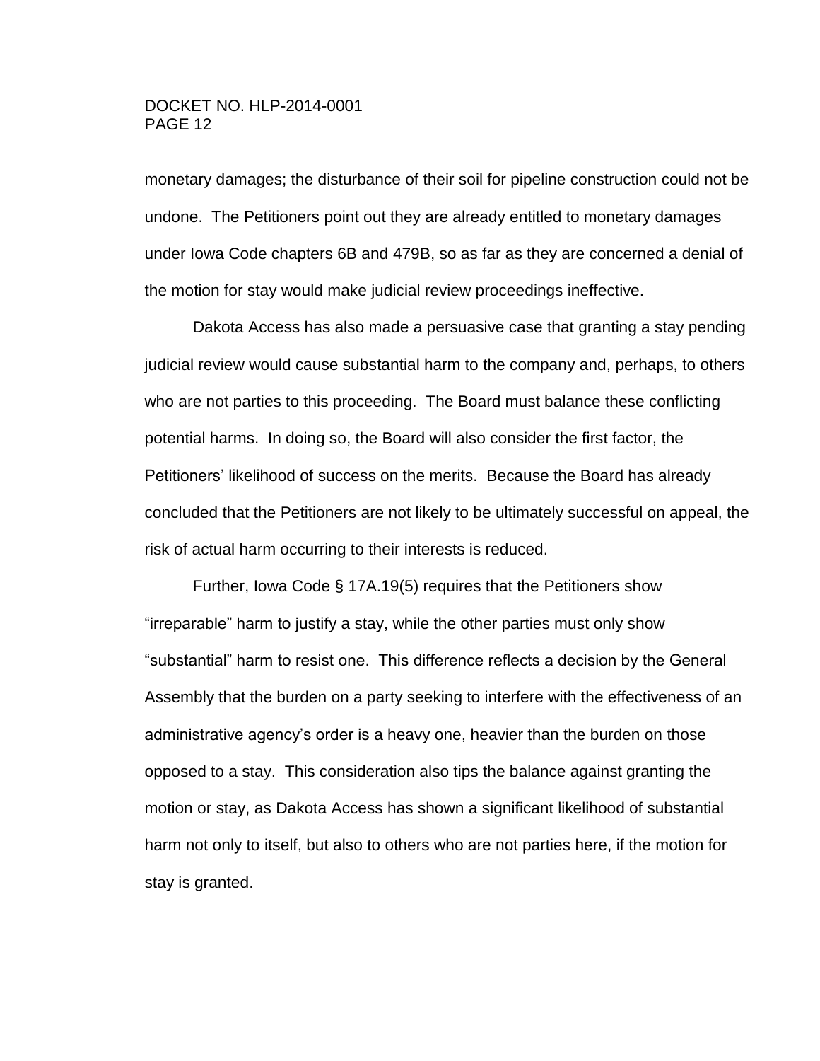monetary damages; the disturbance of their soil for pipeline construction could not be undone. The Petitioners point out they are already entitled to monetary damages under Iowa Code chapters 6B and 479B, so as far as they are concerned a denial of the motion for stay would make judicial review proceedings ineffective.

Dakota Access has also made a persuasive case that granting a stay pending judicial review would cause substantial harm to the company and, perhaps, to others who are not parties to this proceeding. The Board must balance these conflicting potential harms. In doing so, the Board will also consider the first factor, the Petitioners' likelihood of success on the merits. Because the Board has already concluded that the Petitioners are not likely to be ultimately successful on appeal, the risk of actual harm occurring to their interests is reduced.

Further, Iowa Code § 17A.19(5) requires that the Petitioners show "irreparable" harm to justify a stay, while the other parties must only show "substantial" harm to resist one. This difference reflects a decision by the General Assembly that the burden on a party seeking to interfere with the effectiveness of an administrative agency's order is a heavy one, heavier than the burden on those opposed to a stay. This consideration also tips the balance against granting the motion or stay, as Dakota Access has shown a significant likelihood of substantial harm not only to itself, but also to others who are not parties here, if the motion for stay is granted.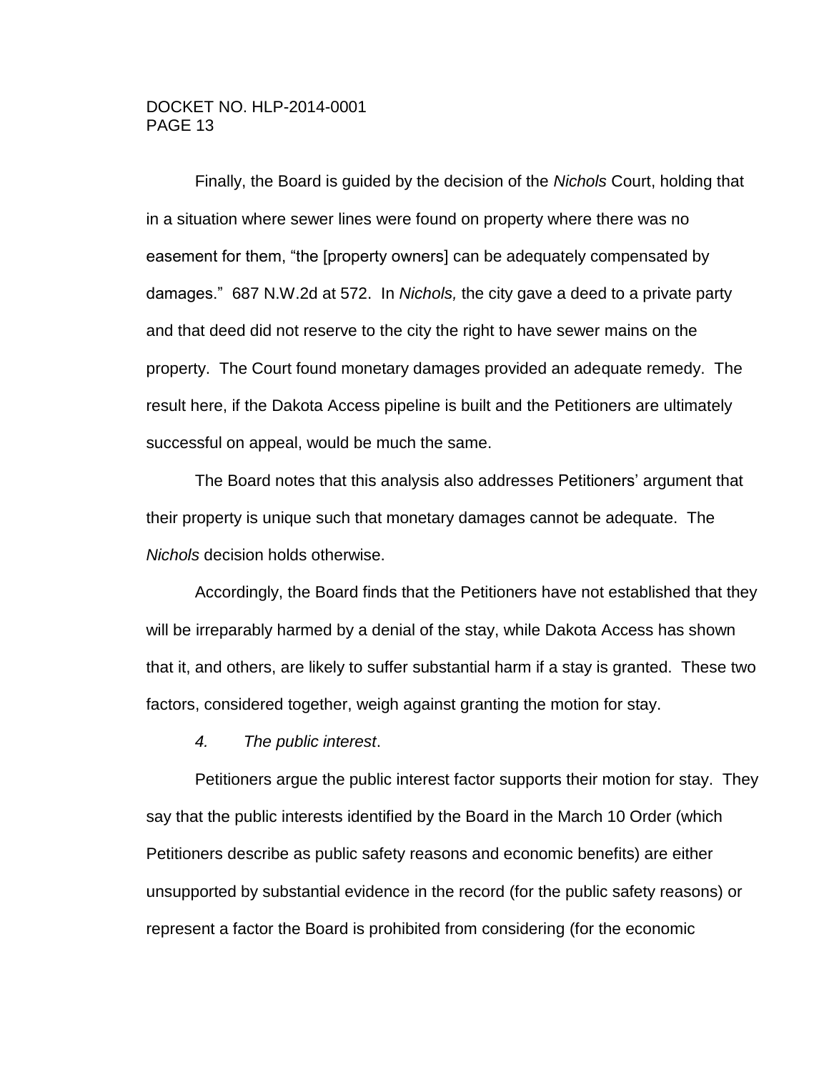Finally, the Board is guided by the decision of the *Nichols* Court, holding that in a situation where sewer lines were found on property where there was no easement for them, "the [property owners] can be adequately compensated by damages." 687 N.W.2d at 572. In *Nichols,* the city gave a deed to a private party and that deed did not reserve to the city the right to have sewer mains on the property. The Court found monetary damages provided an adequate remedy. The result here, if the Dakota Access pipeline is built and the Petitioners are ultimately successful on appeal, would be much the same.

The Board notes that this analysis also addresses Petitioners' argument that their property is unique such that monetary damages cannot be adequate. The *Nichols* decision holds otherwise.

Accordingly, the Board finds that the Petitioners have not established that they will be irreparably harmed by a denial of the stay, while Dakota Access has shown that it, and others, are likely to suffer substantial harm if a stay is granted. These two factors, considered together, weigh against granting the motion for stay.

*4. The public interest*.

Petitioners argue the public interest factor supports their motion for stay. They say that the public interests identified by the Board in the March 10 Order (which Petitioners describe as public safety reasons and economic benefits) are either unsupported by substantial evidence in the record (for the public safety reasons) or represent a factor the Board is prohibited from considering (for the economic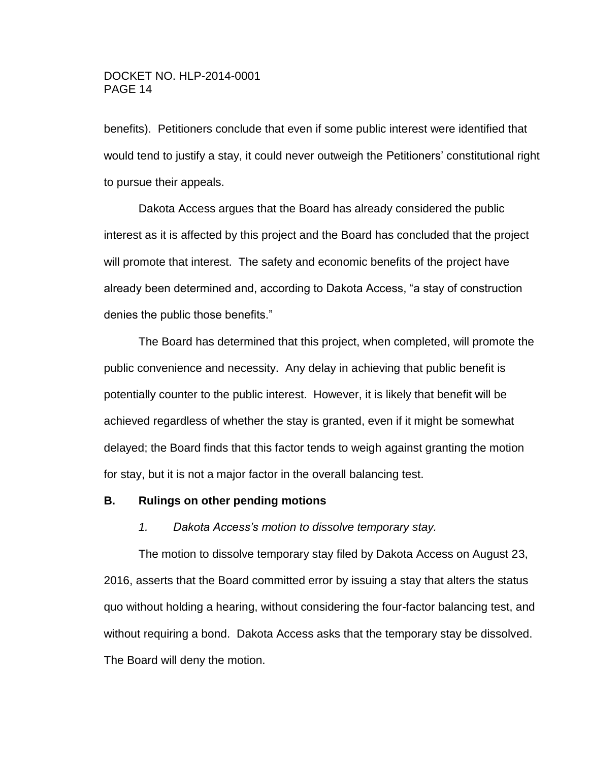benefits). Petitioners conclude that even if some public interest were identified that would tend to justify a stay, it could never outweigh the Petitioners' constitutional right to pursue their appeals.

Dakota Access argues that the Board has already considered the public interest as it is affected by this project and the Board has concluded that the project will promote that interest. The safety and economic benefits of the project have already been determined and, according to Dakota Access, "a stay of construction denies the public those benefits."

The Board has determined that this project, when completed, will promote the public convenience and necessity. Any delay in achieving that public benefit is potentially counter to the public interest. However, it is likely that benefit will be achieved regardless of whether the stay is granted, even if it might be somewhat delayed; the Board finds that this factor tends to weigh against granting the motion for stay, but it is not a major factor in the overall balancing test.

### B. Rulings on other pending motions

#### *1. Dakota Access's motion to dissolve temporary stay.*

The motion to dissolve temporary stay filed by Dakota Access on August 23, 2016, asserts that the Board committed error by issuing a stay that alters the status quo without holding a hearing, without considering the four-factor balancing test, and without requiring a bond. Dakota Access asks that the temporary stay be dissolved. The Board will deny the motion.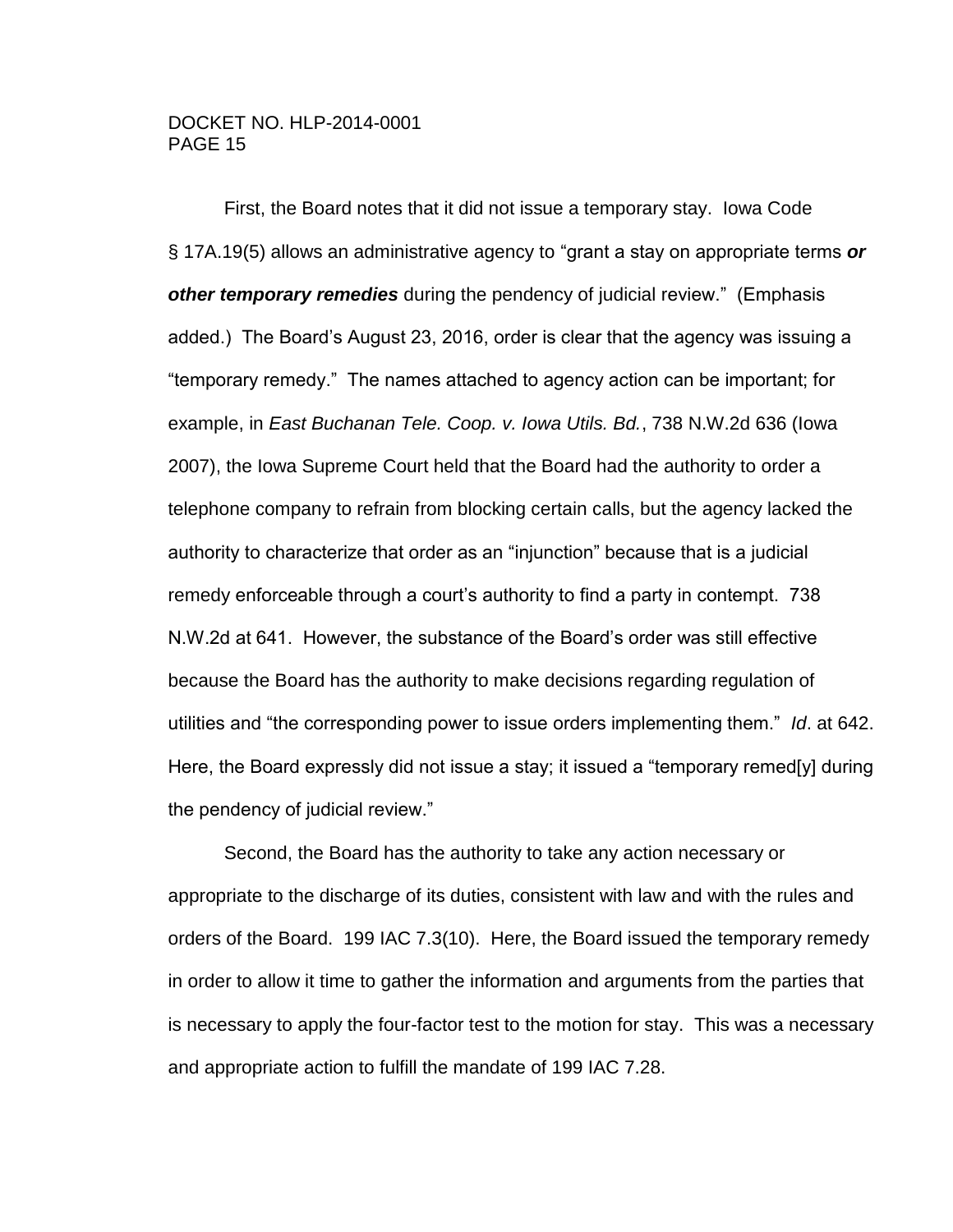First, the Board notes that it did not issue a temporary stay. Iowa Code § 17A.19(5) allows an administrative agency to "grant a stay on appropriate terms ***or other temporary remedies*** during the pendency of judicial review." (Emphasis added.) The Board's August 23, 2016, order is clear that the agency was issuing a "temporary remedy." The names attached to agency action can be important; for example, in *East Buchanan Tele. Coop. v. Iowa Utils. Bd.*, 738 N.W.2d 636 (Iowa 2007), the Iowa Supreme Court held that the Board had the authority to order a telephone company to refrain from blocking certain calls, but the agency lacked the authority to characterize that order as an "injunction" because that is a judicial remedy enforceable through a court's authority to find a party in contempt. 738 N.W.2d at 641. However, the substance of the Board's order was still effective because the Board has the authority to make decisions regarding regulation of utilities and "the corresponding power to issue orders implementing them." *Id*. at 642. Here, the Board expressly did not issue a stay; it issued a "temporary remed[y] during the pendency of judicial review."

Second, the Board has the authority to take any action necessary or appropriate to the discharge of its duties, consistent with law and with the rules and orders of the Board. 199 IAC 7.3(10). Here, the Board issued the temporary remedy in order to allow it time to gather the information and arguments from the parties that is necessary to apply the four-factor test to the motion for stay. This was a necessary and appropriate action to fulfill the mandate of 199 IAC 7.28.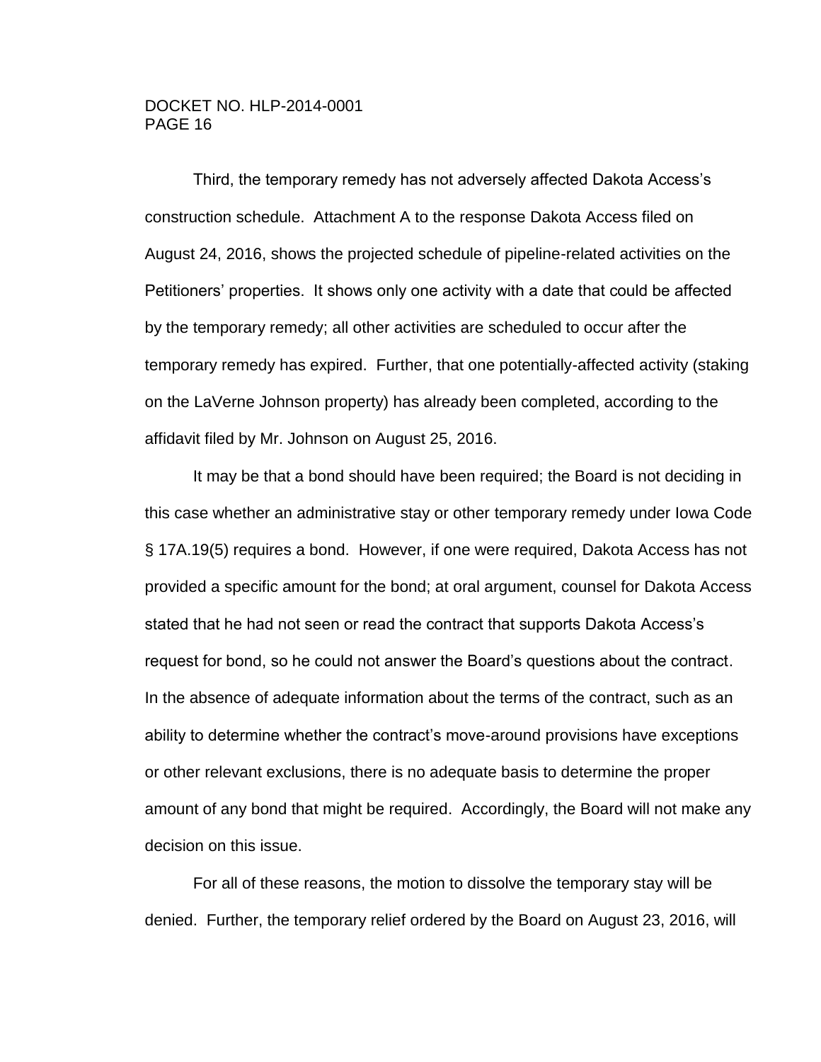Third, the temporary remedy has not adversely affected Dakota Access's construction schedule. Attachment A to the response Dakota Access filed on August 24, 2016, shows the projected schedule of pipeline-related activities on the Petitioners' properties. It shows only one activity with a date that could be affected by the temporary remedy; all other activities are scheduled to occur after the temporary remedy has expired. Further, that one potentially-affected activity (staking on the LaVerne Johnson property) has already been completed, according to the affidavit filed by Mr. Johnson on August 25, 2016.

It may be that a bond should have been required; the Board is not deciding in this case whether an administrative stay or other temporary remedy under Iowa Code § 17A.19(5) requires a bond. However, if one were required, Dakota Access has not provided a specific amount for the bond; at oral argument, counsel for Dakota Access stated that he had not seen or read the contract that supports Dakota Access's request for bond, so he could not answer the Board's questions about the contract. In the absence of adequate information about the terms of the contract, such as an ability to determine whether the contract's move-around provisions have exceptions or other relevant exclusions, there is no adequate basis to determine the proper amount of any bond that might be required. Accordingly, the Board will not make any decision on this issue.

For all of these reasons, the motion to dissolve the temporary stay will be denied. Further, the temporary relief ordered by the Board on August 23, 2016, will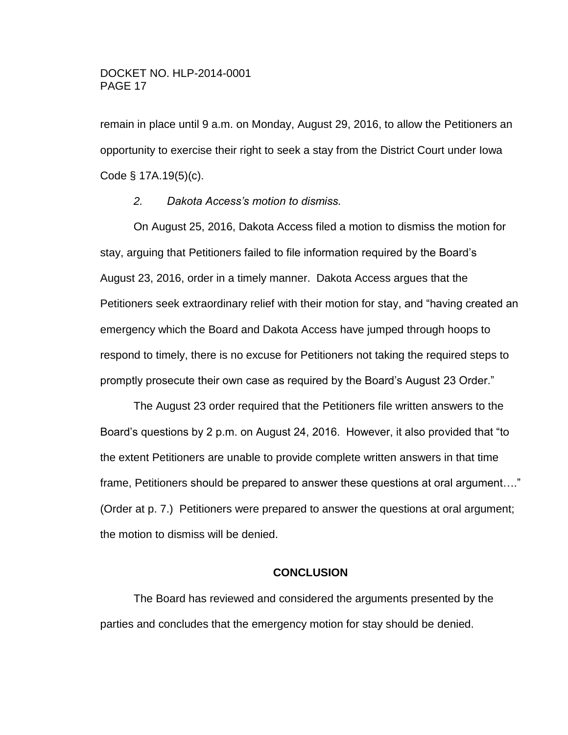remain in place until 9 a.m. on Monday, August 29, 2016, to allow the Petitioners an opportunity to exercise their right to seek a stay from the District Court under Iowa Code § 17A.19(5)(c).

*2. Dakota Access's motion to dismiss.*

On August 25, 2016, Dakota Access filed a motion to dismiss the motion for stay, arguing that Petitioners failed to file information required by the Board's August 23, 2016, order in a timely manner. Dakota Access argues that the Petitioners seek extraordinary relief with their motion for stay, and "having created an emergency which the Board and Dakota Access have jumped through hoops to respond to timely, there is no excuse for Petitioners not taking the required steps to promptly prosecute their own case as required by the Board's August 23 Order."

The August 23 order required that the Petitioners file written answers to the Board's questions by 2 p.m. on August 24, 2016. However, it also provided that "to the extent Petitioners are unable to provide complete written answers in that time frame, Petitioners should be prepared to answer these questions at oral argument…." (Order at p. 7.) Petitioners were prepared to answer the questions at oral argument; the motion to dismiss will be denied.

## CONCLUSION

The Board has reviewed and considered the arguments presented by the parties and concludes that the emergency motion for stay should be denied.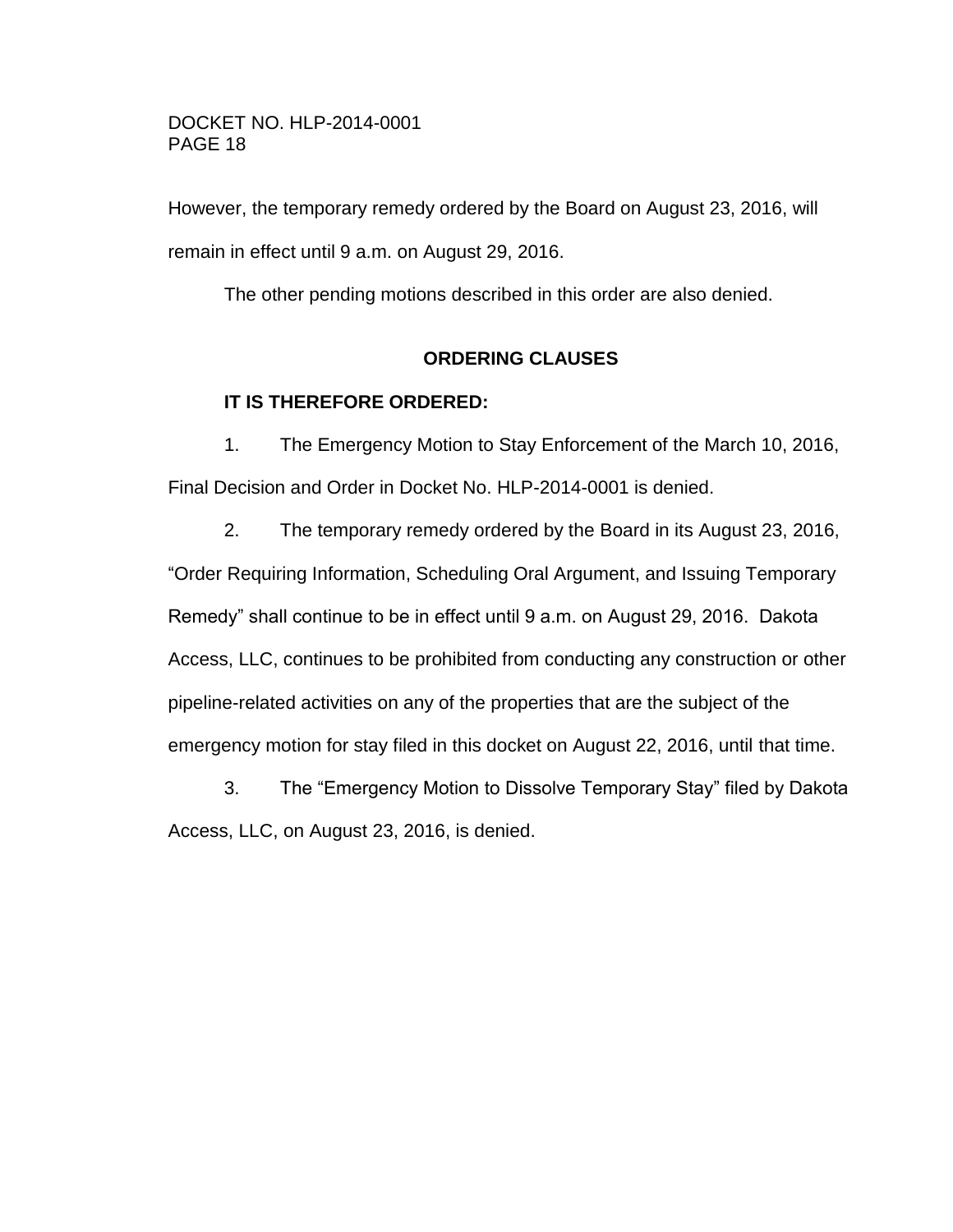However, the temporary remedy ordered by the Board on August 23, 2016, will remain in effect until 9 a.m. on August 29, 2016.

The other pending motions described in this order are also denied.

## ORDERING CLAUSES

**IT IS THEREFORE ORDERED:**

1. The Emergency Motion to Stay Enforcement of the March 10, 2016, Final Decision and Order in Docket No. HLP-2014-0001 is denied.

2. The temporary remedy ordered by the Board in its August 23, 2016, "Order Requiring Information, Scheduling Oral Argument, and Issuing Temporary Remedy" shall continue to be in effect until 9 a.m. on August 29, 2016. Dakota Access, LLC, continues to be prohibited from conducting any construction or other pipeline-related activities on any of the properties that are the subject of the emergency motion for stay filed in this docket on August 22, 2016, until that time.

3. The "Emergency Motion to Dissolve Temporary Stay" filed by Dakota Access, LLC, on August 23, 2016, is denied.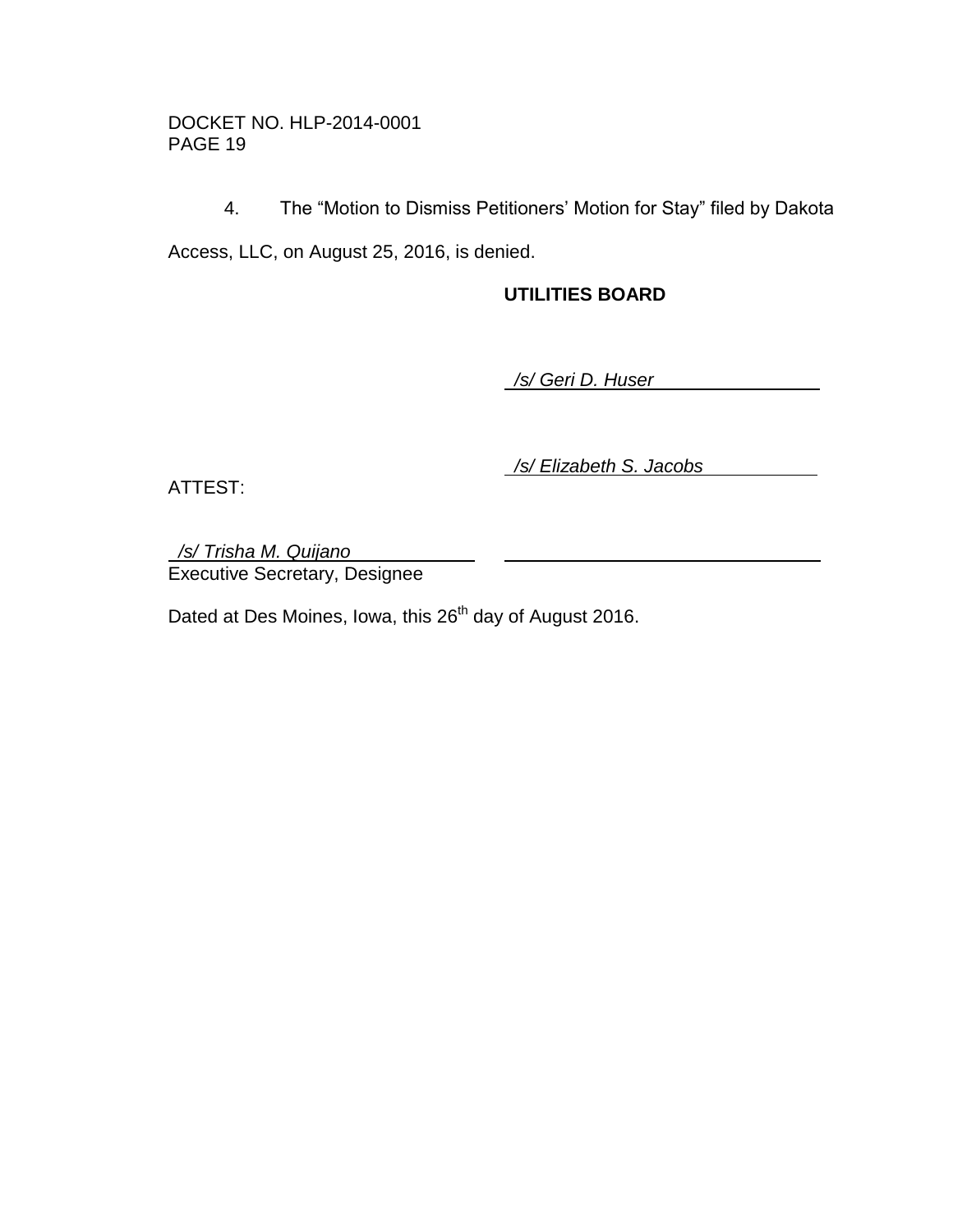4. The "Motion to Dismiss Petitioners' Motion for Stay" filed by Dakota Access, LLC, on August 25, 2016, is denied.

**UTILITIES BOARD**

*/s/ Geri D. Huser*

*/s/ Elizabeth S. Jacobs*

ATTEST:

*/s/ Trisha M. Quijano*
Executive Secretary, Designee

Dated at Des Moines, Iowa, this 26th day of August 2016.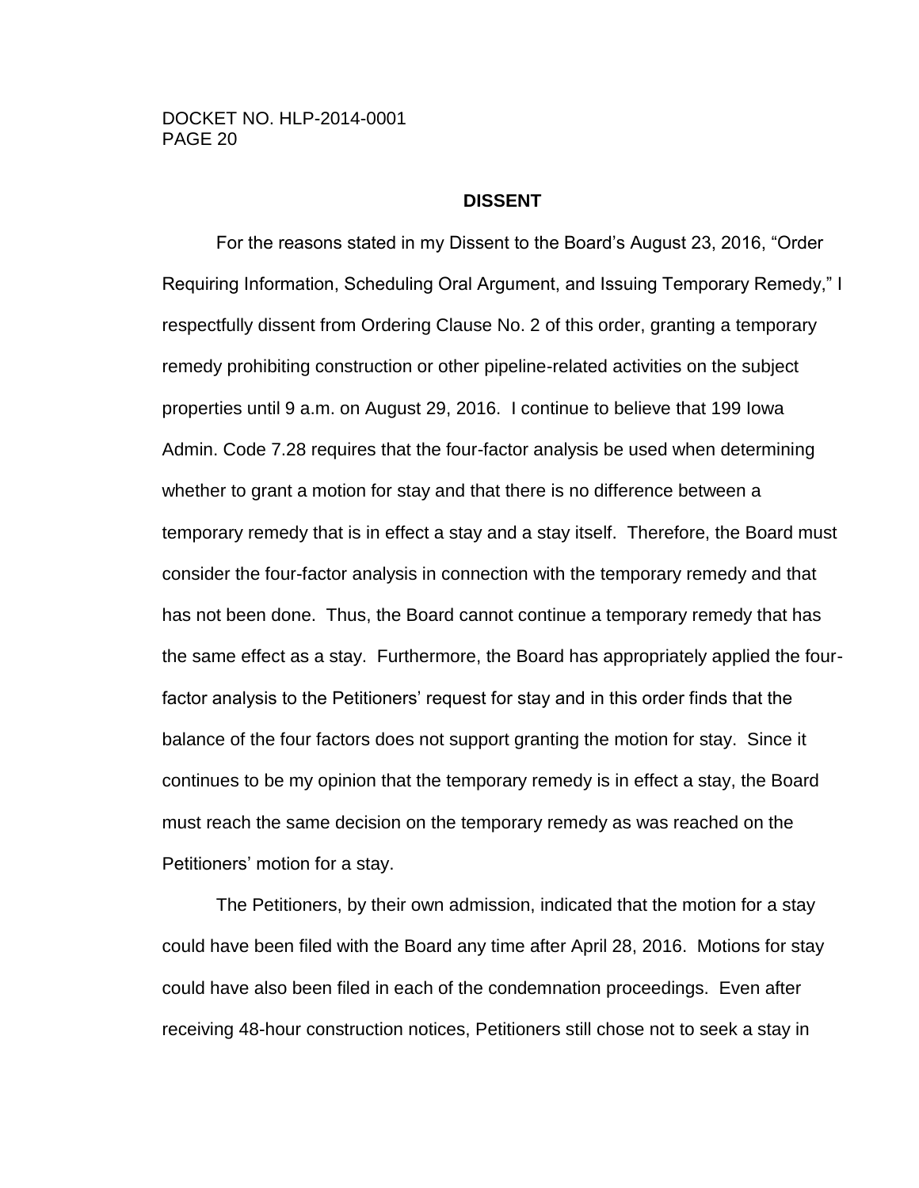## DISSENT

For the reasons stated in my Dissent to the Board's August 23, 2016, "Order Requiring Information, Scheduling Oral Argument, and Issuing Temporary Remedy," I respectfully dissent from Ordering Clause No. 2 of this order, granting a temporary remedy prohibiting construction or other pipeline-related activities on the subject properties until 9 a.m. on August 29, 2016. I continue to believe that 199 Iowa Admin. Code 7.28 requires that the four-factor analysis be used when determining whether to grant a motion for stay and that there is no difference between a temporary remedy that is in effect a stay and a stay itself. Therefore, the Board must consider the four-factor analysis in connection with the temporary remedy and that has not been done. Thus, the Board cannot continue a temporary remedy that has the same effect as a stay. Furthermore, the Board has appropriately applied the four-factor analysis to the Petitioners' request for stay and in this order finds that the balance of the four factors does not support granting the motion for stay. Since it continues to be my opinion that the temporary remedy is in effect a stay, the Board must reach the same decision on the temporary remedy as was reached on the Petitioners' motion for a stay.

The Petitioners, by their own admission, indicated that the motion for a stay could have been filed with the Board any time after April 28, 2016. Motions for stay could have also been filed in each of the condemnation proceedings. Even after receiving 48-hour construction notices, Petitioners still chose not to seek a stay in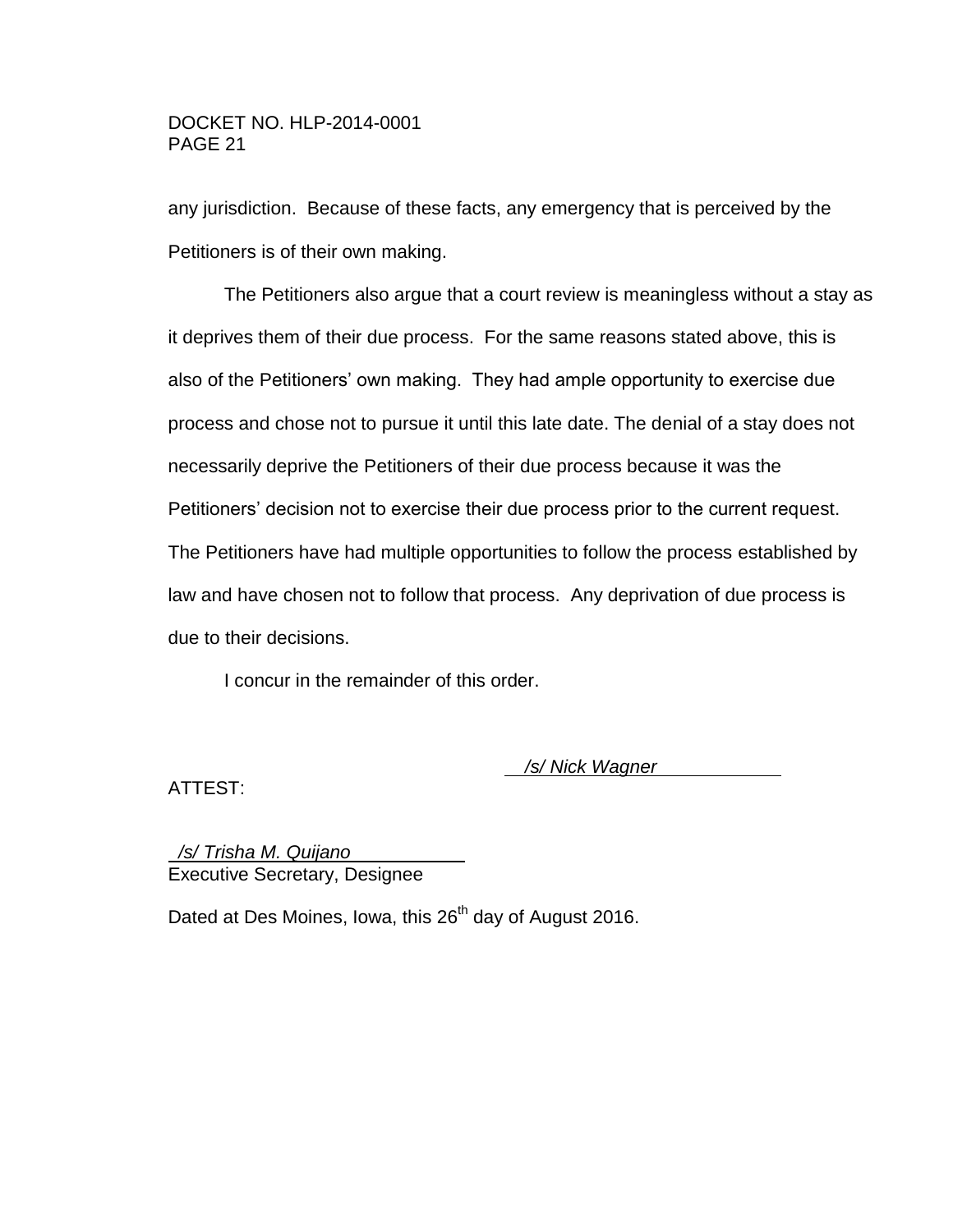any jurisdiction. Because of these facts, any emergency that is perceived by the Petitioners is of their own making.

The Petitioners also argue that a court review is meaningless without a stay as it deprives them of their due process. For the same reasons stated above, this is also of the Petitioners' own making. They had ample opportunity to exercise due process and chose not to pursue it until this late date. The denial of a stay does not necessarily deprive the Petitioners of their due process because it was the Petitioners' decision not to exercise their due process prior to the current request. The Petitioners have had multiple opportunities to follow the process established by law and have chosen not to follow that process. Any deprivation of due process is due to their decisions.

I concur in the remainder of this order.

*/s/ Nick Wagner*

ATTEST:

*/s/ Trisha M. Quijano*
Executive Secretary, Designee

Dated at Des Moines, Iowa, this 26th day of August 2016.